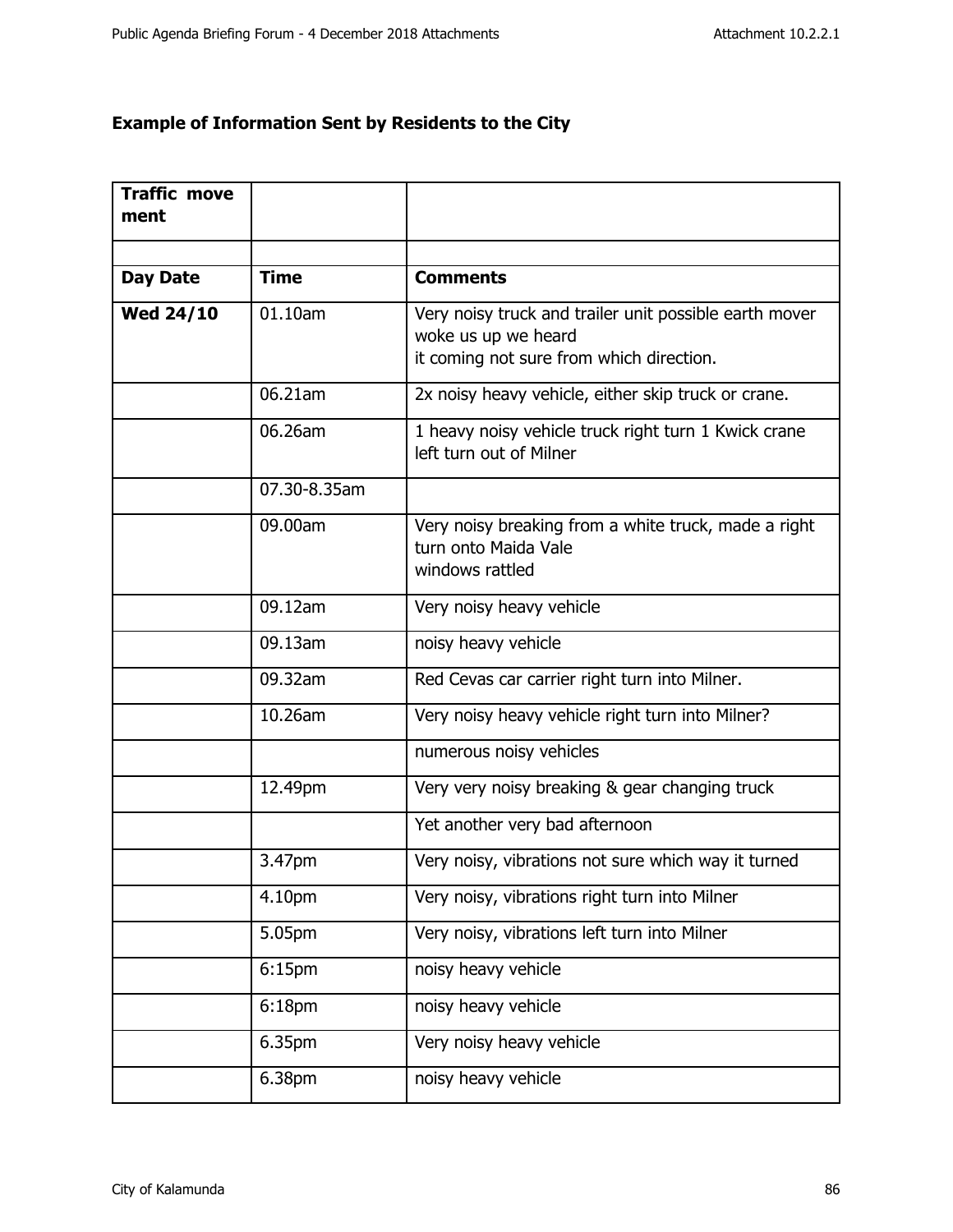## Example of Information Sent by Residents to the City

| **Traffic movement** | | |
|---|---|---|
| | | |
| **Day Date** | **Time** | **Comments** |
| **Wed 24/10** | 01.10am | Very noisy truck and trailer unit possible earth mover woke us up we heard it coming not sure from which direction. |
| | 06.21am | 2x noisy heavy vehicle, either skip truck or crane. |
| | 06.26am | 1 heavy noisy vehicle truck right turn 1 Kwick crane left turn out of Milner |
| | 07.30-8.35am | |
| | 09.00am | Very noisy breaking from a white truck, made a right turn onto Maida Vale windows rattled |
| | 09.12am | Very noisy heavy vehicle |
| | 09.13am | noisy heavy vehicle |
| | 09.32am | Red Cevas car carrier right turn into Milner. |
| | 10.26am | Very noisy heavy vehicle right turn into Milner? |
| | | numerous noisy vehicles |
| | 12.49pm | Very very noisy breaking & gear changing truck |
| | | Yet another very bad afternoon |
| | 3.47pm | Very noisy, vibrations not sure which way it turned |
| | 4.10pm | Very noisy, vibrations right turn into Milner |
| | 5.05pm | Very noisy, vibrations left turn into Milner |
| | 6:15pm | noisy heavy vehicle |
| | 6:18pm | noisy heavy vehicle |
| | 6.35pm | Very noisy heavy vehicle |
| | 6.38pm | noisy heavy vehicle |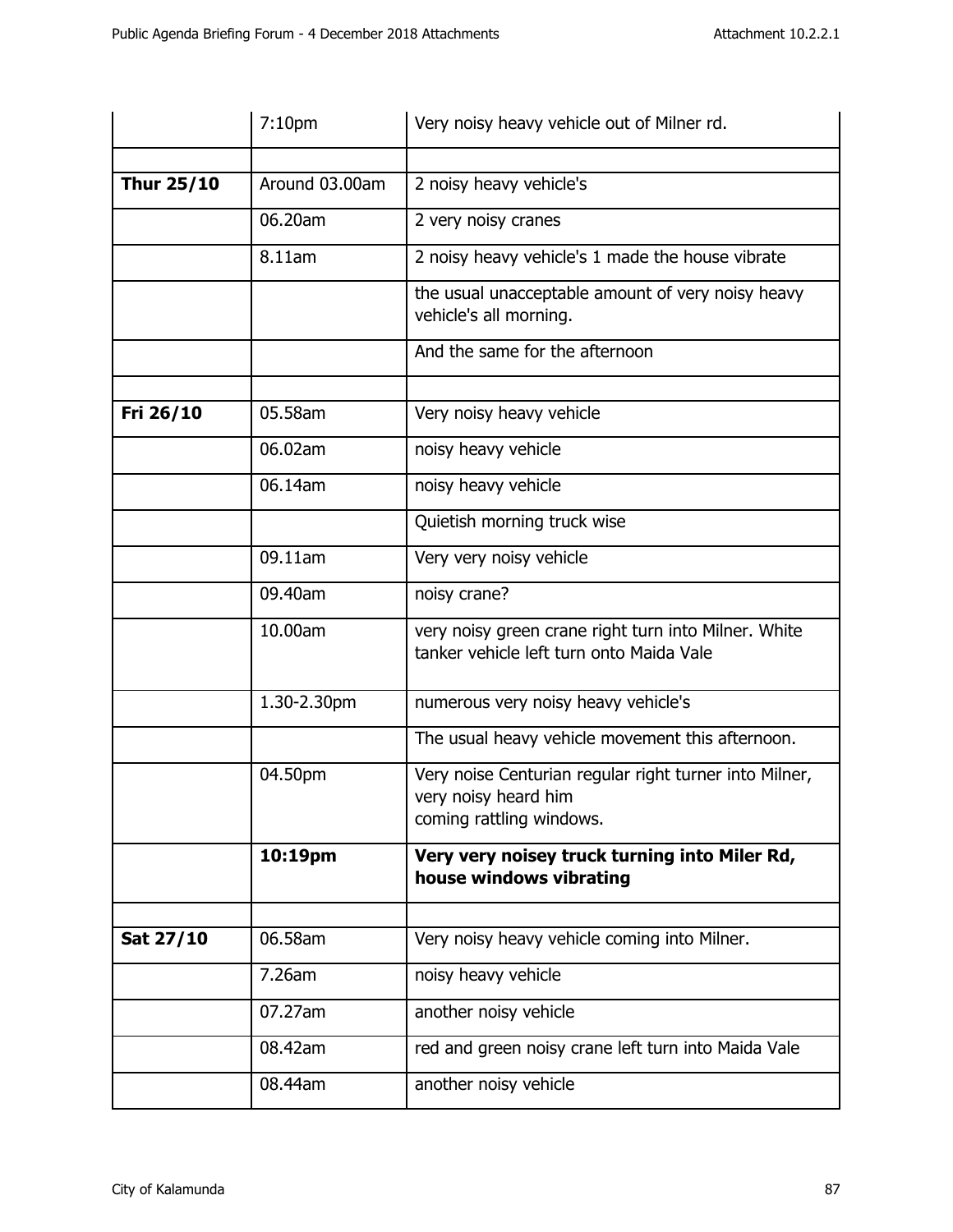| | | |
|---|---|---|
| | 7:10pm | Very noisy heavy vehicle out of Milner rd. |
| | | |
| **Thur 25/10** | Around 03.00am | 2 noisy heavy vehicle's |
| | 06.20am | 2 very noisy cranes |
| | 8.11am | 2 noisy heavy vehicle's 1 made the house vibrate |
| | | the usual unacceptable amount of very noisy heavy vehicle's all morning. |
| | | And the same for the afternoon |
| | | |
| **Fri 26/10** | 05.58am | Very noisy heavy vehicle |
| | 06.02am | noisy heavy vehicle |
| | 06.14am | noisy heavy vehicle |
| | | Quietish morning truck wise |
| | 09.11am | Very very noisy vehicle |
| | 09.40am | noisy crane? |
| | 10.00am | very noisy green crane right turn into Milner. White tanker vehicle left turn onto Maida Vale |
| | 1.30-2.30pm | numerous very noisy heavy vehicle's |
| | | The usual heavy vehicle movement this afternoon. |
| | 04.50pm | Very noise Centurian regular right turner into Milner, very noisy heard him coming rattling windows. |
| | **10:19pm** | **Very very noisey truck turning into Miler Rd, house windows vibrating** |
| | | |
| **Sat 27/10** | 06.58am | Very noisy heavy vehicle coming into Milner. |
| | 7.26am | noisy heavy vehicle |
| | 07.27am | another noisy vehicle |
| | 08.42am | red and green noisy crane left turn into Maida Vale |
| | 08.44am | another noisy vehicle |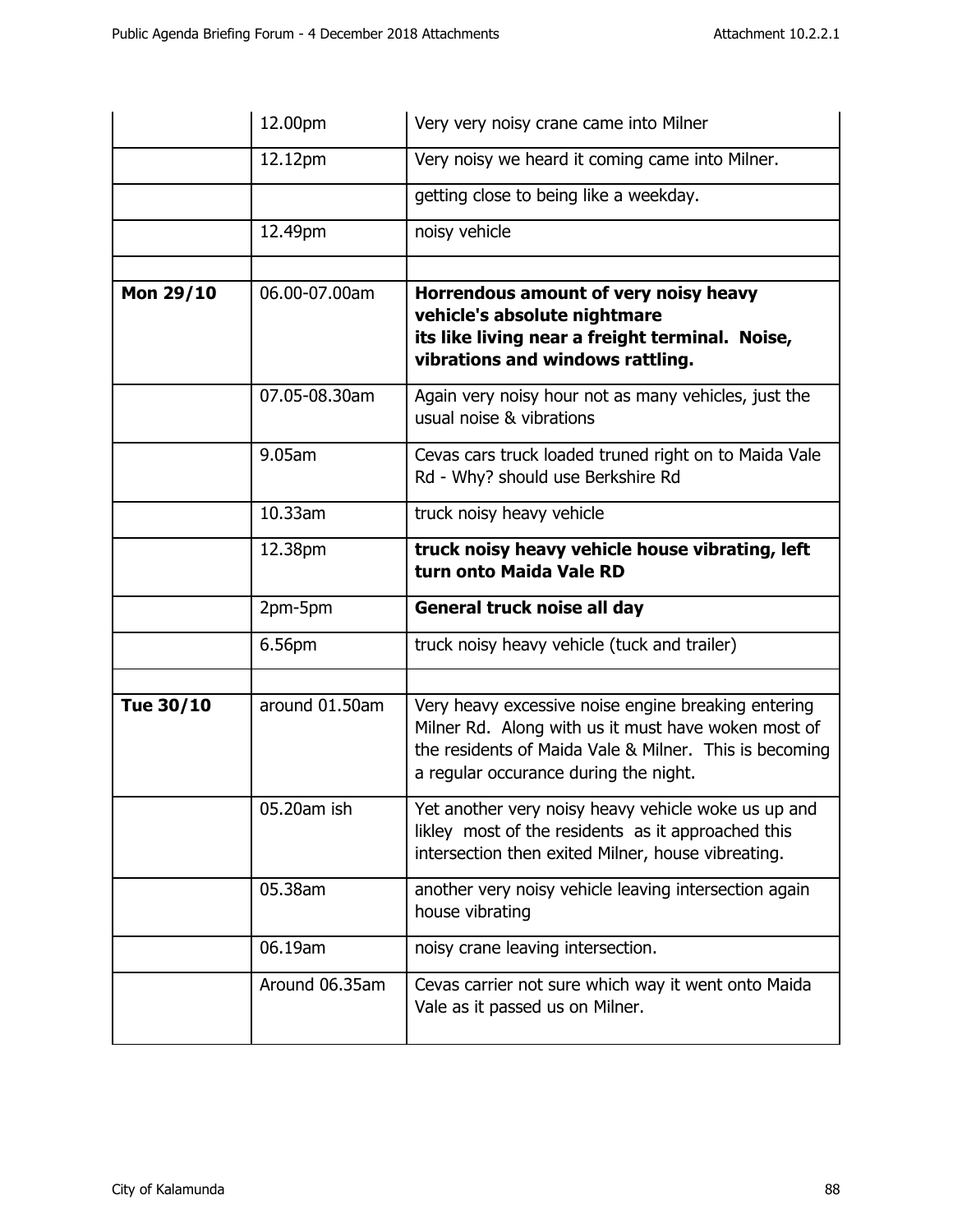| | | |
|---|---|---|
| | 12.00pm | Very very noisy crane came into Milner |
| | 12.12pm | Very noisy we heard it coming came into Milner. |
| | | getting close to being like a weekday. |
| | 12.49pm | noisy vehicle |
| | | |
| **Mon 29/10** | 06.00-07.00am | **Horrendous amount of very noisy heavy vehicle's absolute nightmare its like living near a freight terminal. Noise, vibrations and windows rattling.** |
| | 07.05-08.30am | Again very noisy hour not as many vehicles, just the usual noise & vibrations |
| | 9.05am | Cevas cars truck loaded truned right on to Maida Vale Rd - Why? should use Berkshire Rd |
| | 10.33am | truck noisy heavy vehicle |
| | 12.38pm | **truck noisy heavy vehicle house vibrating, left turn onto Maida Vale RD** |
| | 2pm-5pm | **General truck noise all day** |
| | 6.56pm | truck noisy heavy vehicle (tuck and trailer) |
| | | |
| **Tue 30/10** | around 01.50am | Very heavy excessive noise engine breaking entering Milner Rd. Along with us it must have woken most of the residents of Maida Vale & Milner. This is becoming a regular occurance during the night. |
| | 05.20am ish | Yet another very noisy heavy vehicle woke us up and likley most of the residents as it approached this intersection then exited Milner, house vibreating. |
| | 05.38am | another very noisy vehicle leaving intersection again house vibrating |
| | 06.19am | noisy crane leaving intersection. |
| | Around 06.35am | Cevas carrier not sure which way it went onto Maida Vale as it passed us on Milner. |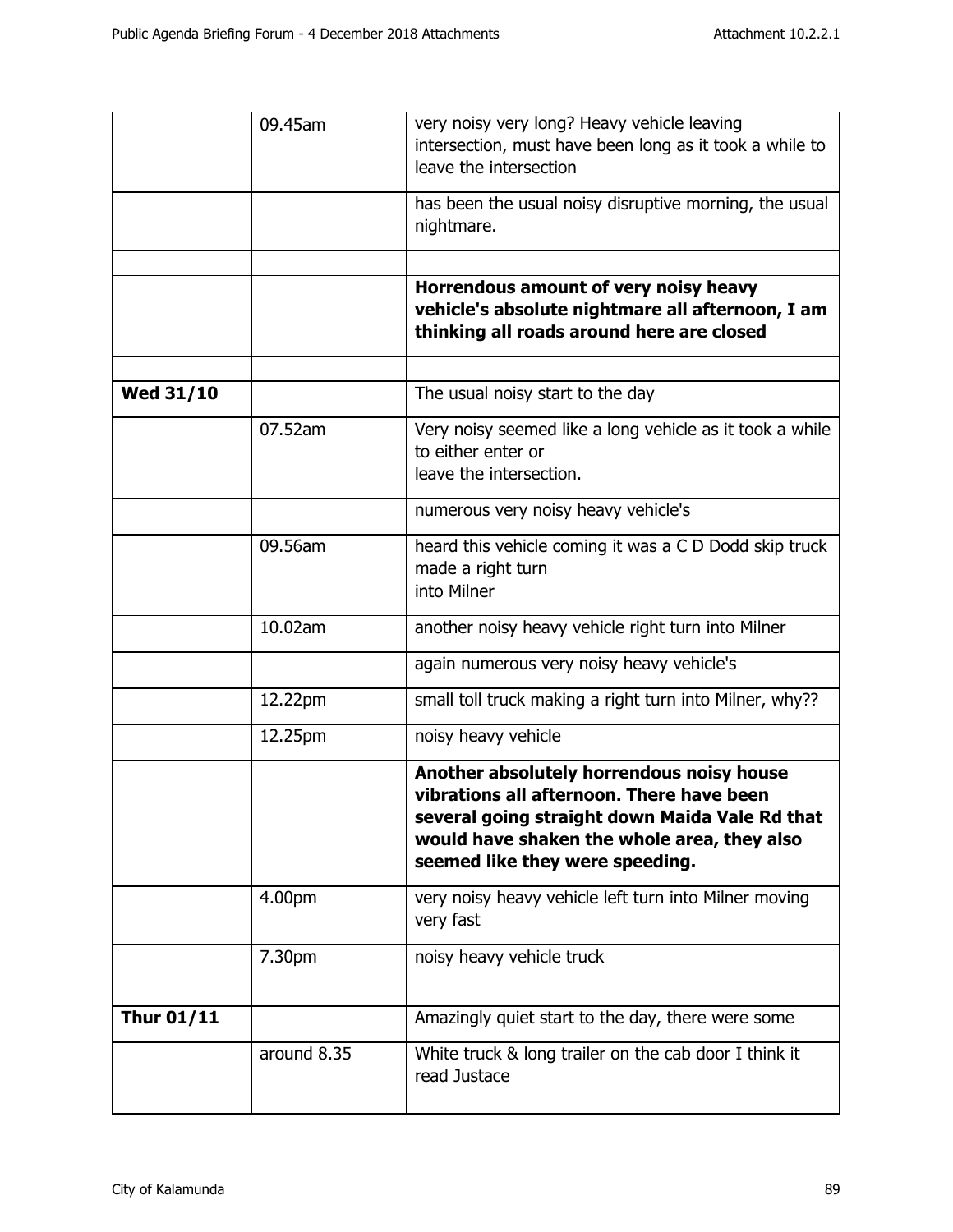| | | |
|---|---|---|
| | 09.45am | very noisy very long? Heavy vehicle leaving intersection, must have been long as it took a while to leave the intersection |
| | | has been the usual noisy disruptive morning, the usual nightmare. |
| | | |
| | | **Horrendous amount of very noisy heavy vehicle's absolute nightmare all afternoon, I am thinking all roads around here are closed** |
| | | |
| **Wed 31/10** | | The usual noisy start to the day |
| | 07.52am | Very noisy seemed like a long vehicle as it took a while to either enter or leave the intersection. |
| | | numerous very noisy heavy vehicle's |
| | 09.56am | heard this vehicle coming it was a C D Dodd skip truck made a right turn into Milner |
| | 10.02am | another noisy heavy vehicle right turn into Milner |
| | | again numerous very noisy heavy vehicle's |
| | 12.22pm | small toll truck making a right turn into Milner, why?? |
| | 12.25pm | noisy heavy vehicle |
| | | **Another absolutely horrendous noisy house vibrations all afternoon. There have been several going straight down Maida Vale Rd that would have shaken the whole area, they also seemed like they were speeding.** |
| | 4.00pm | very noisy heavy vehicle left turn into Milner moving very fast |
| | 7.30pm | noisy heavy vehicle truck |
| | | |
| **Thur 01/11** | | Amazingly quiet start to the day, there were some |
| | around 8.35 | White truck & long trailer on the cab door I think it read Justace |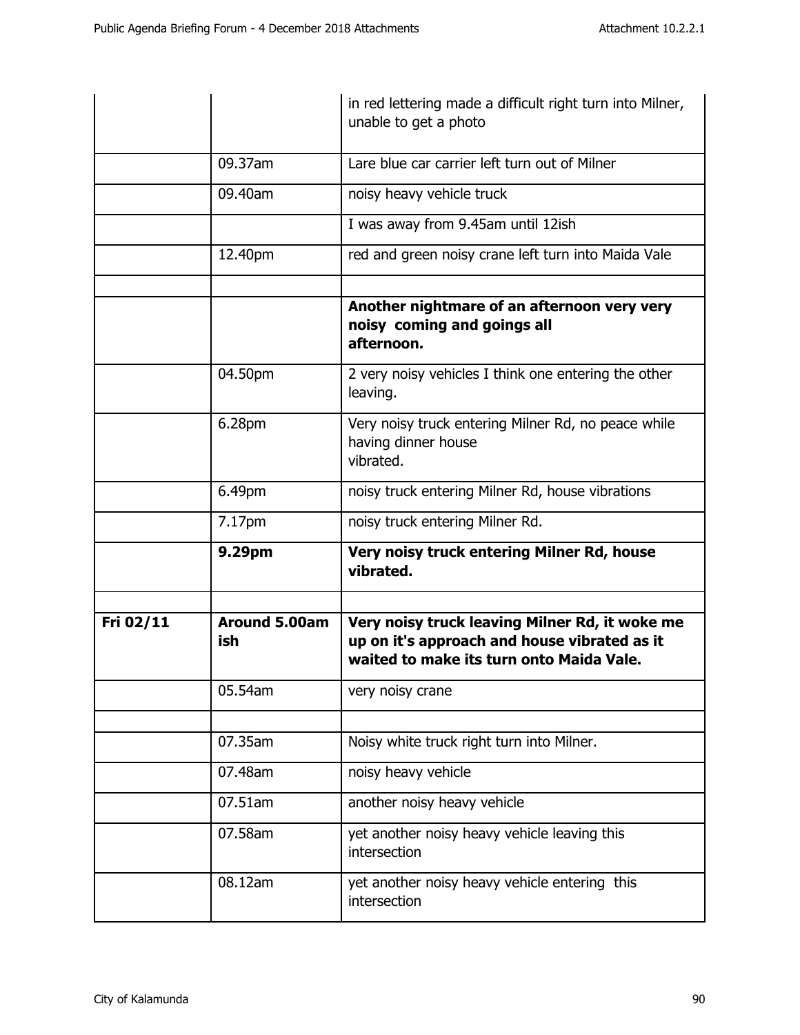| | | |
|---|---|---|
| | | in red lettering made a difficult right turn into Milner, unable to get a photo |
| | 09.37am | Lare blue car carrier left turn out of Milner |
| | 09.40am | noisy heavy vehicle truck |
| | | I was away from 9.45am until 12ish |
| | 12.40pm | red and green noisy crane left turn into Maida Vale |
| | | |
| | | **Another nightmare of an afternoon very very noisy coming and goings all afternoon.** |
| | 04.50pm | 2 very noisy vehicles I think one entering the other leaving. |
| | 6.28pm | Very noisy truck entering Milner Rd, no peace while having dinner house vibrated. |
| | 6.49pm | noisy truck entering Milner Rd, house vibrations |
| | 7.17pm | noisy truck entering Milner Rd. |
| | **9.29pm** | **Very noisy truck entering Milner Rd, house vibrated.** |
| | | |
| **Fri 02/11** | **Around 5.00am ish** | **Very noisy truck leaving Milner Rd, it woke me up on it's approach and house vibrated as it waited to make its turn onto Maida Vale.** |
| | 05.54am | very noisy crane |
| | | |
| | 07.35am | Noisy white truck right turn into Milner. |
| | 07.48am | noisy heavy vehicle |
| | 07.51am | another noisy heavy vehicle |
| | 07.58am | yet another noisy heavy vehicle leaving this intersection |
| | 08.12am | yet another noisy heavy vehicle entering this intersection |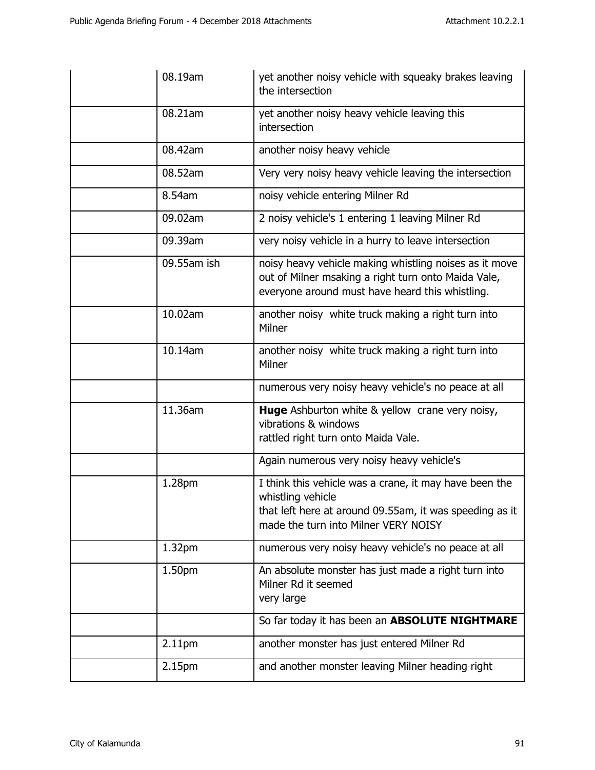| | | |
|---|---|---|
| | 08.19am | yet another noisy vehicle with squeaky brakes leaving the intersection |
| | 08.21am | yet another noisy heavy vehicle leaving this intersection |
| | 08.42am | another noisy heavy vehicle |
| | 08.52am | Very very noisy heavy vehicle leaving the intersection |
| | 8.54am | noisy vehicle entering Milner Rd |
| | 09.02am | 2 noisy vehicle's 1 entering 1 leaving Milner Rd |
| | 09.39am | very noisy vehicle in a hurry to leave intersection |
| | 09.55am ish | noisy heavy vehicle making whistling noises as it move out of Milner msaking a right turn onto Maida Vale, everyone around must have heard this whistling. |
| | 10.02am | another noisy white truck making a right turn into Milner |
| | 10.14am | another noisy white truck making a right turn into Milner |
| | | numerous very noisy heavy vehicle's no peace at all |
| | 11.36am | **Huge** Ashburton white & yellow crane very noisy, vibrations & windows rattled right turn onto Maida Vale. |
| | | Again numerous very noisy heavy vehicle's |
| | 1.28pm | I think this vehicle was a crane, it may have been the whistling vehicle that left here at around 09.55am, it was speeding as it made the turn into Milner VERY NOISY |
| | 1.32pm | numerous very noisy heavy vehicle's no peace at all |
| | 1.50pm | An absolute monster has just made a right turn into Milner Rd it seemed very large |
| | | So far today it has been an **ABSOLUTE NIGHTMARE** |
| | 2.11pm | another monster has just entered Milner Rd |
| | 2.15pm | and another monster leaving Milner heading right |